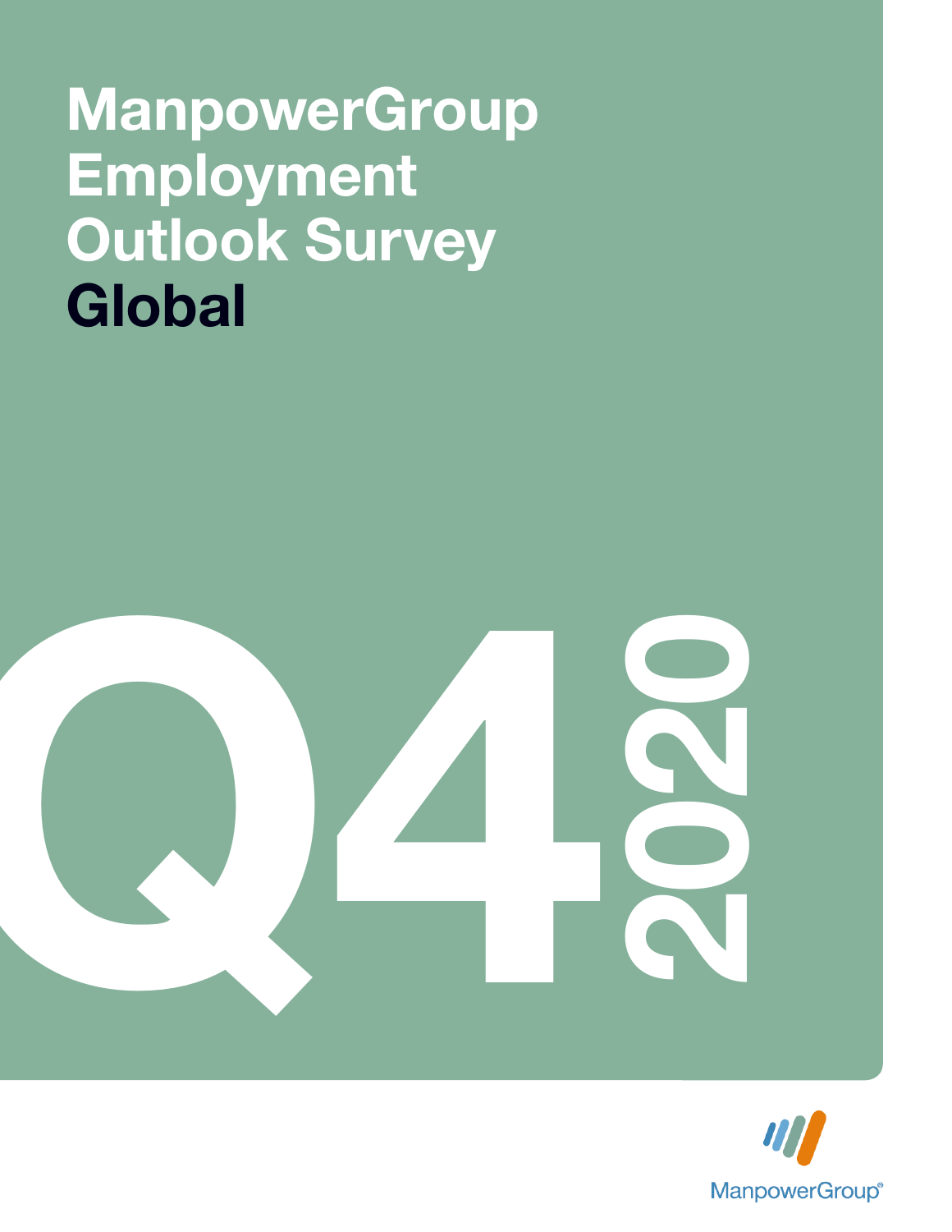# ManpowerGroup Employment Outlook Survey Global

Q4 2020

ManpowerGroup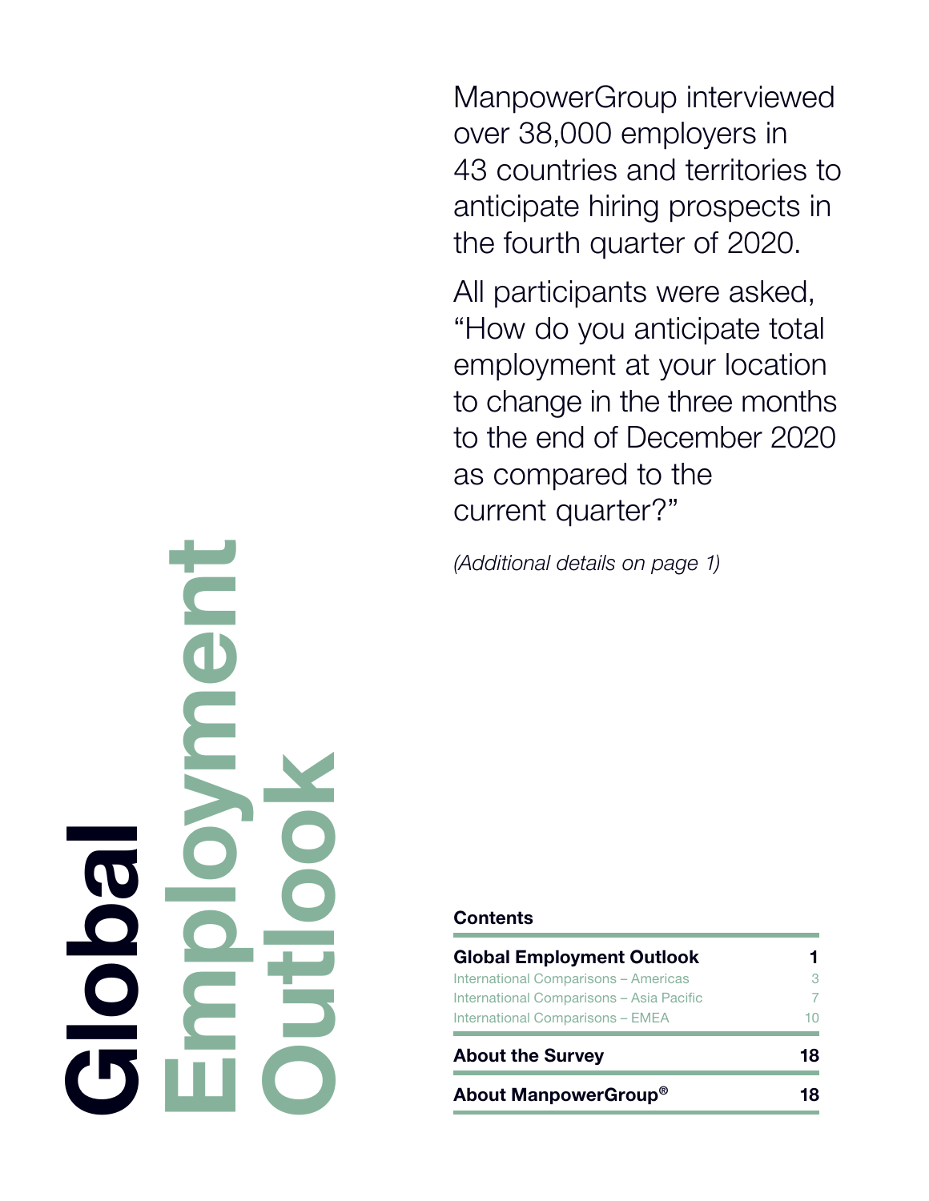# Global Employment Outlook

ManpowerGroup interviewed over 38,000 employers in 43 countries and territories to anticipate hiring prospects in the fourth quarter of 2020.

All participants were asked, "How do you anticipate total employment at your location to change in the three months to the end of December 2020 as compared to the current quarter?"

*(Additional details on page 1)*

## Contents

| | |
|---|---|
| **Global Employment Outlook** | **1** |
| International Comparisons – Americas | 3 |
| International Comparisons – Asia Pacific | 7 |
| International Comparisons – EMEA | 10 |
| **About the Survey** | **18** |
| **About ManpowerGroup®** | **18** |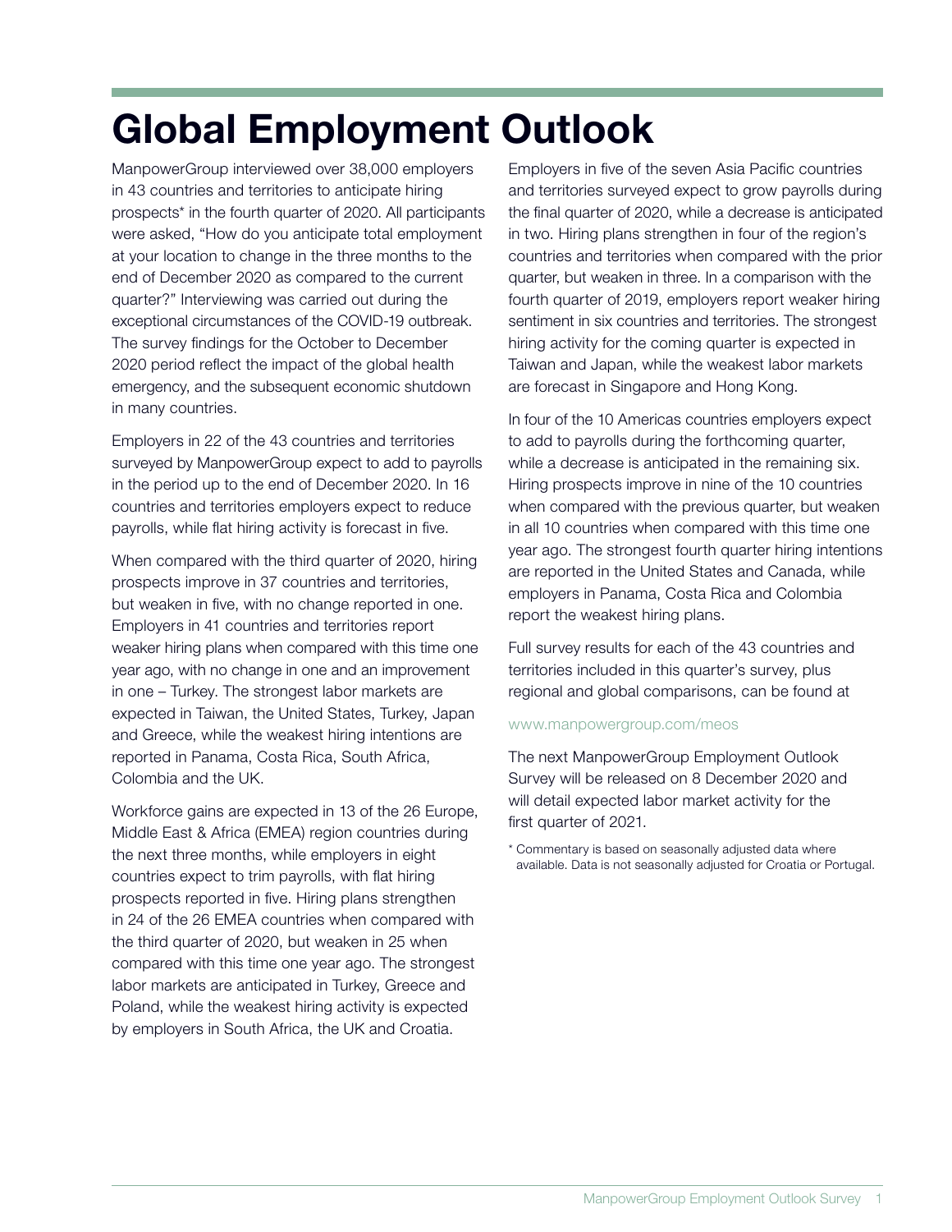# Global Employment Outlook

ManpowerGroup interviewed over 38,000 employers in 43 countries and territories to anticipate hiring prospects* in the fourth quarter of 2020. All participants were asked, "How do you anticipate total employment at your location to change in the three months to the end of December 2020 as compared to the current quarter?" Interviewing was carried out during the exceptional circumstances of the COVID-19 outbreak. The survey findings for the October to December 2020 period reflect the impact of the global health emergency, and the subsequent economic shutdown in many countries.

Employers in 22 of the 43 countries and territories surveyed by ManpowerGroup expect to add to payrolls in the period up to the end of December 2020. In 16 countries and territories employers expect to reduce payrolls, while flat hiring activity is forecast in five.

When compared with the third quarter of 2020, hiring prospects improve in 37 countries and territories, but weaken in five, with no change reported in one. Employers in 41 countries and territories report weaker hiring plans when compared with this time one year ago, with no change in one and an improvement in one – Turkey. The strongest labor markets are expected in Taiwan, the United States, Turkey, Japan and Greece, while the weakest hiring intentions are reported in Panama, Costa Rica, South Africa, Colombia and the UK.

Workforce gains are expected in 13 of the 26 Europe, Middle East & Africa (EMEA) region countries during the next three months, while employers in eight countries expect to trim payrolls, with flat hiring prospects reported in five. Hiring plans strengthen in 24 of the 26 EMEA countries when compared with the third quarter of 2020, but weaken in 25 when compared with this time one year ago. The strongest labor markets are anticipated in Turkey, Greece and Poland, while the weakest hiring activity is expected by employers in South Africa, the UK and Croatia.

Employers in five of the seven Asia Pacific countries and territories surveyed expect to grow payrolls during the final quarter of 2020, while a decrease is anticipated in two. Hiring plans strengthen in four of the region's countries and territories when compared with the prior quarter, but weaken in three. In a comparison with the fourth quarter of 2019, employers report weaker hiring sentiment in six countries and territories. The strongest hiring activity for the coming quarter is expected in Taiwan and Japan, while the weakest labor markets are forecast in Singapore and Hong Kong.

In four of the 10 Americas countries employers expect to add to payrolls during the forthcoming quarter, while a decrease is anticipated in the remaining six. Hiring prospects improve in nine of the 10 countries when compared with the previous quarter, but weaken in all 10 countries when compared with this time one year ago. The strongest fourth quarter hiring intentions are reported in the United States and Canada, while employers in Panama, Costa Rica and Colombia report the weakest hiring plans.

Full survey results for each of the 43 countries and territories included in this quarter's survey, plus regional and global comparisons, can be found at

www.manpowergroup.com/meos

The next ManpowerGroup Employment Outlook Survey will be released on 8 December 2020 and will detail expected labor market activity for the first quarter of 2021.

\* Commentary is based on seasonally adjusted data where available. Data is not seasonally adjusted for Croatia or Portugal.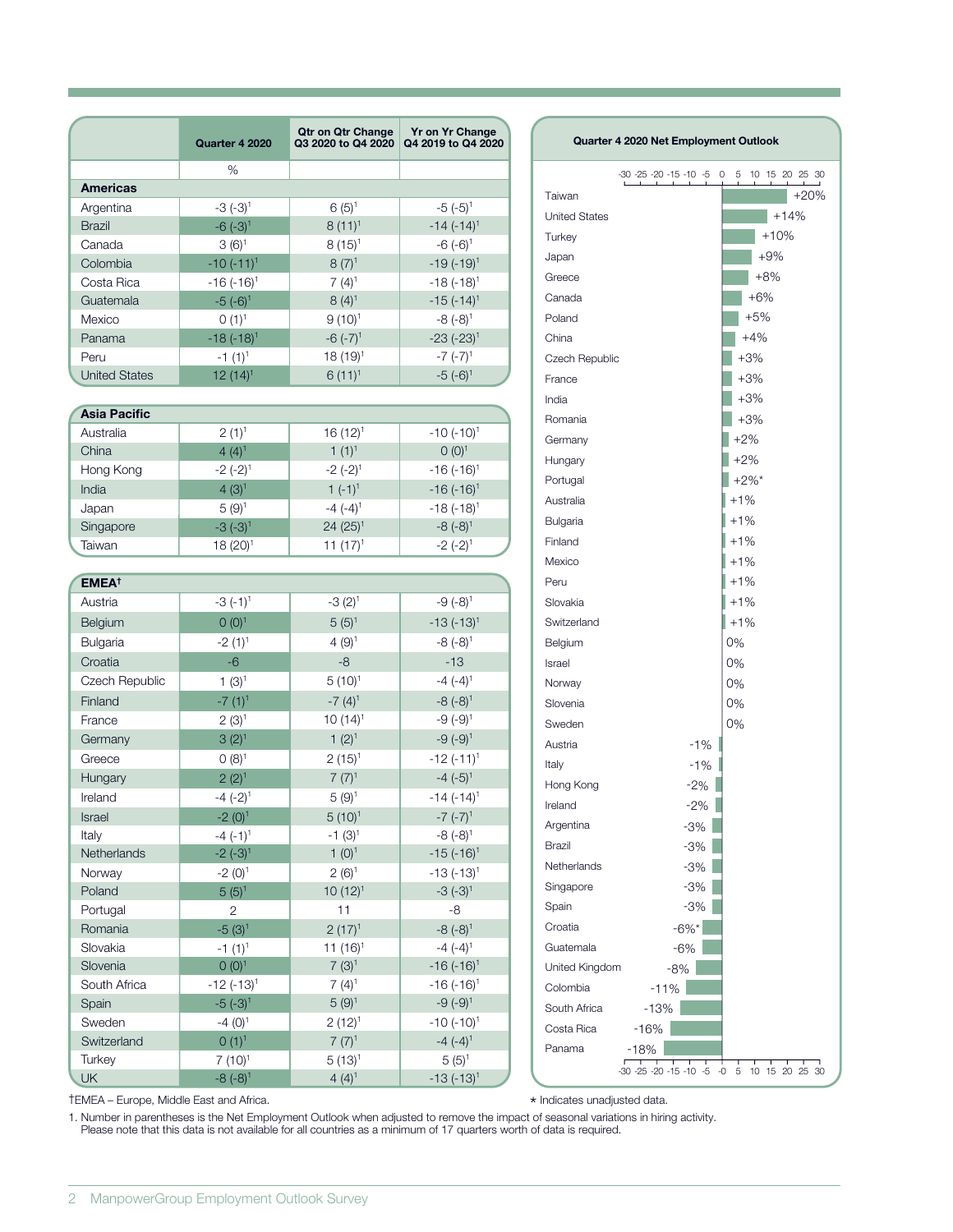| | Quarter 4 2020 | Qtr on Qtr Change Q3 2020 to Q4 2020 | Yr on Yr Change Q4 2019 to Q4 2020 |
|---|---|---|---|
| | % | | |
| **Americas** | | | |
| Argentina | -3 (-3)[1] | 6 (5)[1] | -5 (-5)[1] |
| Brazil | -6 (-3)[1] | 8 (11)[1] | -14 (-14)[1] |
| Canada | 3 (6)[1] | 8 (15)[1] | -6 (-6)[1] |
| Colombia | -10 (-11)[1] | 8 (7)[1] | -19 (-19)[1] |
| Costa Rica | -16 (-16)[1] | 7 (4)[1] | -18 (-18)[1] |
| Guatemala | -5 (-6)[1] | 8 (4)[1] | -15 (-14)[1] |
| Mexico | 0 (1)[1] | 9 (10)[1] | -8 (-8)[1] |
| Panama | -18 (-18)[1] | -6 (-7)[1] | -23 (-23)[1] |
| Peru | -1 (1)[1] | 18 (19)[1] | -7 (-7)[1] |
| United States | 12 (14)[1] | 6 (11)[1] | -5 (-6)[1] |
| **Asia Pacific** | | | |
| Australia | 2 (1)[1] | 16 (12)[1] | -10 (-10)[1] |
| China | 4 (4)[1] | 1 (1)[1] | 0 (0)[1] |
| Hong Kong | -2 (-2)[1] | -2 (-2)[1] | -16 (-16)[1] |
| India | 4 (3)[1] | 1 (-1)[1] | -16 (-16)[1] |
| Japan | 5 (9)[1] | -4 (-4)[1] | -18 (-18)[1] |
| Singapore | -3 (-3)[1] | 24 (25)[1] | -8 (-8)[1] |
| Taiwan | 18 (20)[1] | 11 (17)[1] | -2 (-2)[1] |
| **EMEA†** | | | |
| Austria | -3 (-1)[1] | -3 (2)[1] | -9 (-8)[1] |
| Belgium | 0 (0)[1] | 5 (5)[1] | -13 (-13)[1] |
| Bulgaria | -2 (1)[1] | 4 (9)[1] | -8 (-8)[1] |
| Croatia | -6 | -8 | -13 |
| Czech Republic | 1 (3)[1] | 5 (10)[1] | -4 (-4)[1] |
| Finland | -7 (1)[1] | -7 (4)[1] | -8 (-8)[1] |
| France | 2 (3)[1] | 10 (14)[1] | -9 (-9)[1] |
| Germany | 3 (2)[1] | 1 (2)[1] | -9 (-9)[1] |
| Greece | 0 (8)[1] | 2 (15)[1] | -12 (-11)[1] |
| Hungary | 2 (2)[1] | 7 (7)[1] | -4 (-5)[1] |
| Ireland | -4 (-2)[1] | 5 (9)[1] | -14 (-14)[1] |
| Israel | -2 (0)[1] | 5 (10)[1] | -7 (-7)[1] |
| Italy | -4 (-1)[1] | -1 (3)[1] | -8 (-8)[1] |
| Netherlands | -2 (-3)[1] | 1 (0)[1] | -15 (-16)[1] |
| Norway | -2 (0)[1] | 2 (6)[1] | -13 (-13)[1] |
| Poland | 5 (5)[1] | 10 (12)[1] | -3 (-3)[1] |
| Portugal | 2 | 11 | -8 |
| Romania | -5 (3)[1] | 2 (17)[1] | -8 (-8)[1] |
| Slovakia | -1 (1)[1] | 11 (16)[1] | -4 (-4)[1] |
| Slovenia | 0 (0)[1] | 7 (3)[1] | -16 (-16)[1] |
| South Africa | -12 (-13)[1] | 7 (4)[1] | -16 (-16)[1] |
| Spain | -5 (-3)[1] | 5 (9)[1] | -9 (-9)[1] |
| Sweden | -4 (0)[1] | 2 (12)[1] | -10 (-10)[1] |
| Switzerland | 0 (1)[1] | 7 (7)[1] | -4 (-4)[1] |
| Turkey | 7 (10)[1] | 5 (13)[1] | 5 (5)[1] |
| UK | -8 (-8)[1] | 4 (4)[1] | -13 (-13)[1] |

**Quarter 4 2020 Net Employment Outlook**

| Country | Net Employment Outlook |
|---|---|
| Taiwan | +20% |
| United States | +14% |
| Turkey | +10% |
| Japan | +9% |
| Greece | +8% |
| Canada | +6% |
| Poland | +5% |
| China | +4% |
| Czech Republic | +3% |
| France | +3% |
| India | +3% |
| Romania | +3% |
| Germany | +2% |
| Hungary | +2% |
| Portugal | +2%* |
| Australia | +1% |
| Bulgaria | +1% |
| Finland | +1% |
| Mexico | +1% |
| Peru | +1% |
| Slovakia | +1% |
| Switzerland | +1% |
| Belgium | 0% |
| Israel | 0% |
| Norway | 0% |
| Slovenia | 0% |
| Sweden | 0% |
| Austria | -1% |
| Italy | -1% |
| Hong Kong | -2% |
| Ireland | -2% |
| Argentina | -3% |
| Brazil | -3% |
| Netherlands | -3% |
| Singapore | -3% |
| Spain | -3% |
| Croatia | -6%* |
| Guatemala | -6% |
| United Kingdom | -8% |
| Colombia | -11% |
| South Africa | -13% |
| Costa Rica | -16% |
| Panama | -18% |

†EMEA – Europe, Middle East and Africa.

\* Indicates unadjusted data.

1. Number in parentheses is the Net Employment Outlook when adjusted to remove the impact of seasonal variations in hiring activity. Please note that this data is not available for all countries as a minimum of 17 quarters worth of data is required.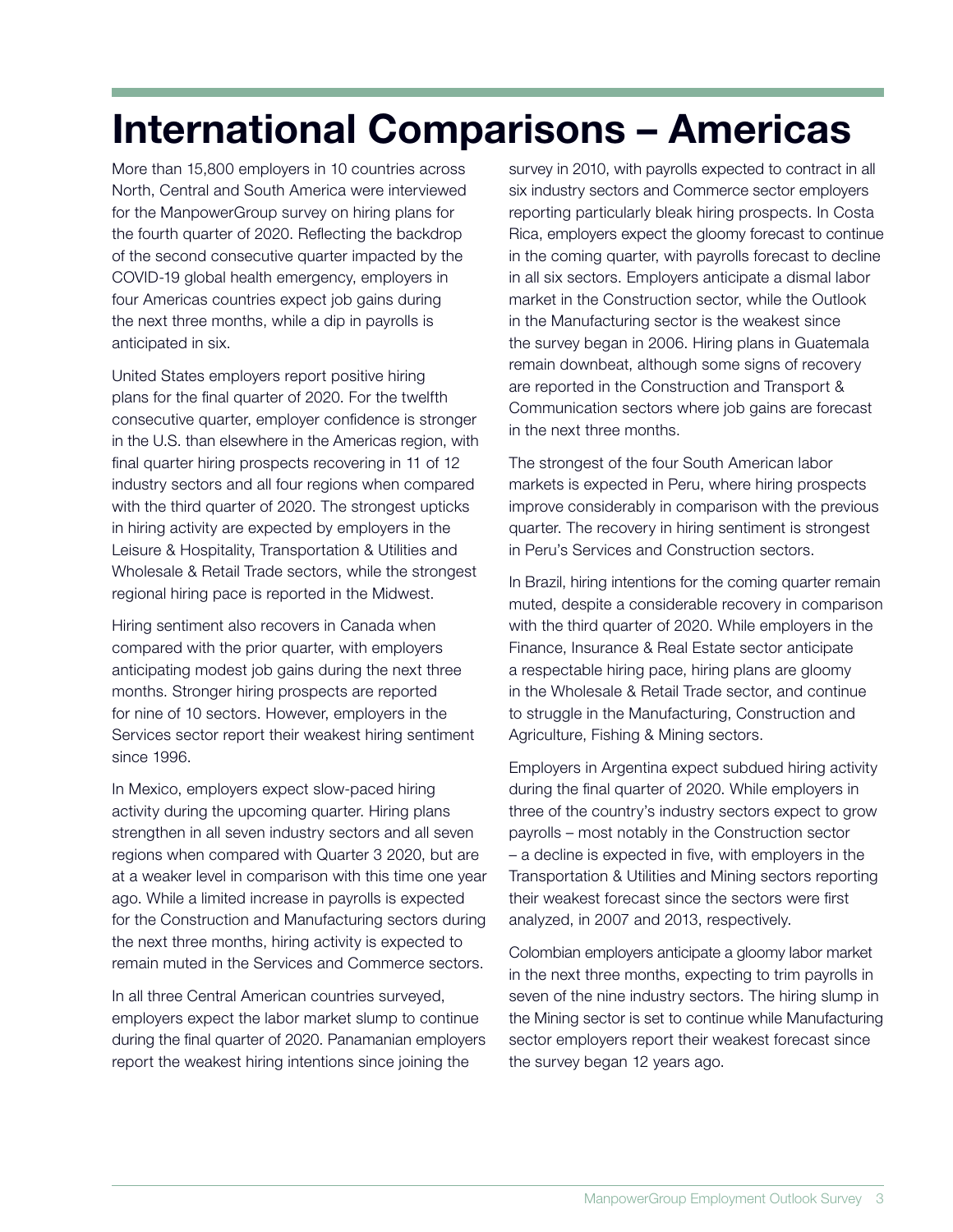# International Comparisons – Americas

More than 15,800 employers in 10 countries across North, Central and South America were interviewed for the ManpowerGroup survey on hiring plans for the fourth quarter of 2020. Reflecting the backdrop of the second consecutive quarter impacted by the COVID-19 global health emergency, employers in four Americas countries expect job gains during the next three months, while a dip in payrolls is anticipated in six.

United States employers report positive hiring plans for the final quarter of 2020. For the twelfth consecutive quarter, employer confidence is stronger in the U.S. than elsewhere in the Americas region, with final quarter hiring prospects recovering in 11 of 12 industry sectors and all four regions when compared with the third quarter of 2020. The strongest upticks in hiring activity are expected by employers in the Leisure & Hospitality, Transportation & Utilities and Wholesale & Retail Trade sectors, while the strongest regional hiring pace is reported in the Midwest.

Hiring sentiment also recovers in Canada when compared with the prior quarter, with employers anticipating modest job gains during the next three months. Stronger hiring prospects are reported for nine of 10 sectors. However, employers in the Services sector report their weakest hiring sentiment since 1996.

In Mexico, employers expect slow-paced hiring activity during the upcoming quarter. Hiring plans strengthen in all seven industry sectors and all seven regions when compared with Quarter 3 2020, but are at a weaker level in comparison with this time one year ago. While a limited increase in payrolls is expected for the Construction and Manufacturing sectors during the next three months, hiring activity is expected to remain muted in the Services and Commerce sectors.

In all three Central American countries surveyed, employers expect the labor market slump to continue during the final quarter of 2020. Panamanian employers report the weakest hiring intentions since joining the survey in 2010, with payrolls expected to contract in all six industry sectors and Commerce sector employers reporting particularly bleak hiring prospects. In Costa Rica, employers expect the gloomy forecast to continue in the coming quarter, with payrolls forecast to decline in all six sectors. Employers anticipate a dismal labor market in the Construction sector, while the Outlook in the Manufacturing sector is the weakest since the survey began in 2006. Hiring plans in Guatemala remain downbeat, although some signs of recovery are reported in the Construction and Transport & Communication sectors where job gains are forecast in the next three months.

The strongest of the four South American labor markets is expected in Peru, where hiring prospects improve considerably in comparison with the previous quarter. The recovery in hiring sentiment is strongest in Peru's Services and Construction sectors.

In Brazil, hiring intentions for the coming quarter remain muted, despite a considerable recovery in comparison with the third quarter of 2020. While employers in the Finance, Insurance & Real Estate sector anticipate a respectable hiring pace, hiring plans are gloomy in the Wholesale & Retail Trade sector, and continue to struggle in the Manufacturing, Construction and Agriculture, Fishing & Mining sectors.

Employers in Argentina expect subdued hiring activity during the final quarter of 2020. While employers in three of the country's industry sectors expect to grow payrolls – most notably in the Construction sector – a decline is expected in five, with employers in the Transportation & Utilities and Mining sectors reporting their weakest forecast since the sectors were first analyzed, in 2007 and 2013, respectively.

Colombian employers anticipate a gloomy labor market in the next three months, expecting to trim payrolls in seven of the nine industry sectors. The hiring slump in the Mining sector is set to continue while Manufacturing sector employers report their weakest forecast since the survey began 12 years ago.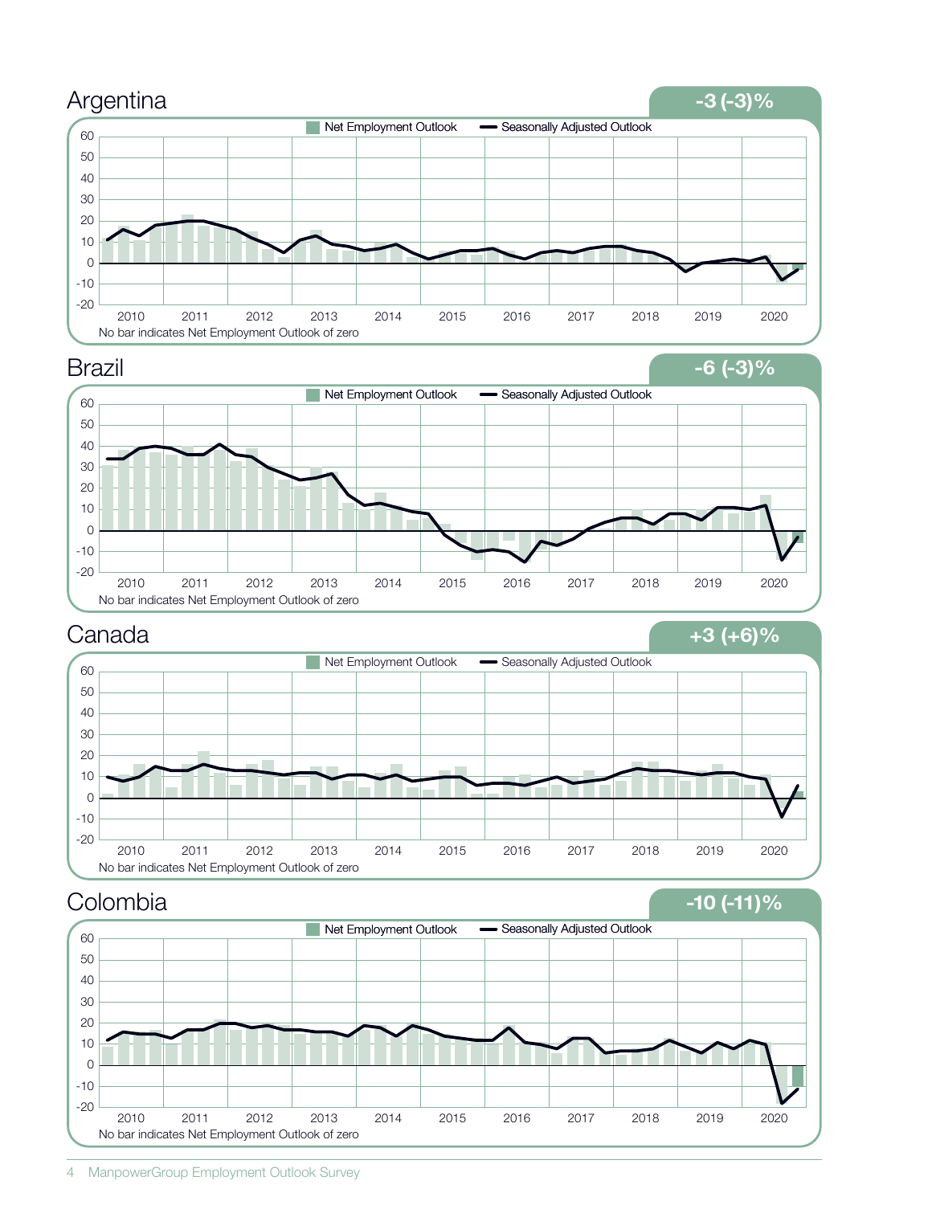## Argentina

**-3 (-3)%**

Net Employment Outlook | Seasonally Adjusted Outlook

No bar indicates Net Employment Outlook of zero

## Brazil

**-6 (-3)%**

Net Employment Outlook | Seasonally Adjusted Outlook

No bar indicates Net Employment Outlook of zero

## Canada

**+3 (+6)%**

Net Employment Outlook | Seasonally Adjusted Outlook

No bar indicates Net Employment Outlook of zero

## Colombia

**-10 (-11)%**

Net Employment Outlook | Seasonally Adjusted Outlook

No bar indicates Net Employment Outlook of zero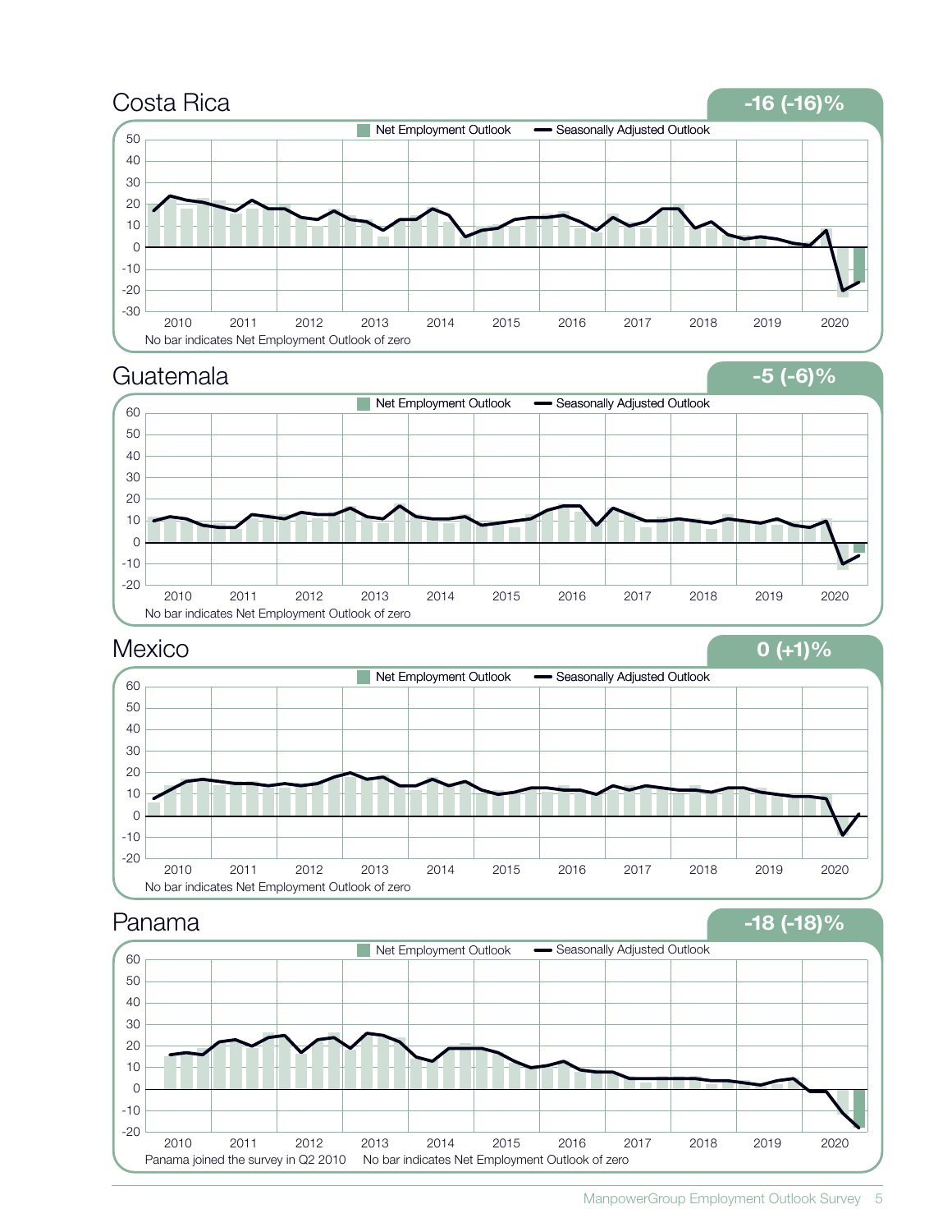## Costa Rica

**-16 (-16)%**

Net Employment Outlook — Seasonally Adjusted Outlook

No bar indicates Net Employment Outlook of zero

## Guatemala

**-5 (-6)%**

Net Employment Outlook — Seasonally Adjusted Outlook

No bar indicates Net Employment Outlook of zero

## Mexico

**0 (+1)%**

Net Employment Outlook — Seasonally Adjusted Outlook

No bar indicates Net Employment Outlook of zero

## Panama

**-18 (-18)%**

Net Employment Outlook — Seasonally Adjusted Outlook

Panama joined the survey in Q2 2010 No bar indicates Net Employment Outlook of zero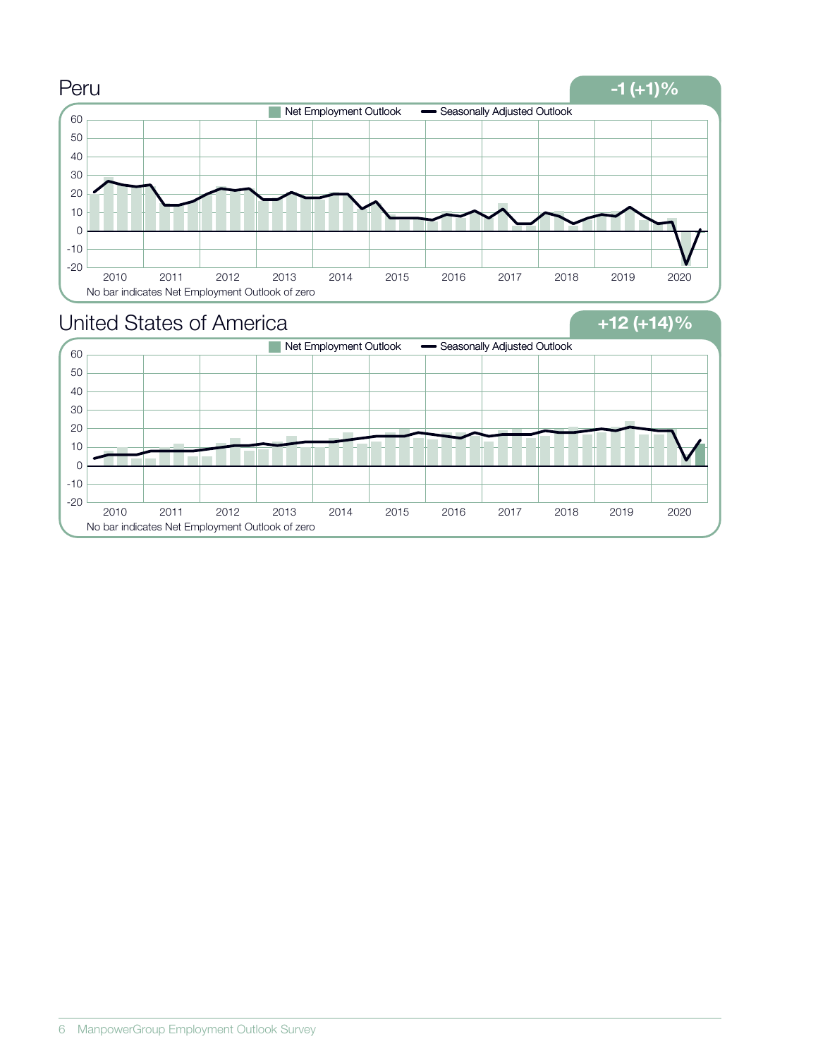## Peru

**-1 (+1)%**

Net Employment Outlook — Seasonally Adjusted Outlook

No bar indicates Net Employment Outlook of zero

## United States of America

**+12 (+14)%**

Net Employment Outlook — Seasonally Adjusted Outlook

No bar indicates Net Employment Outlook of zero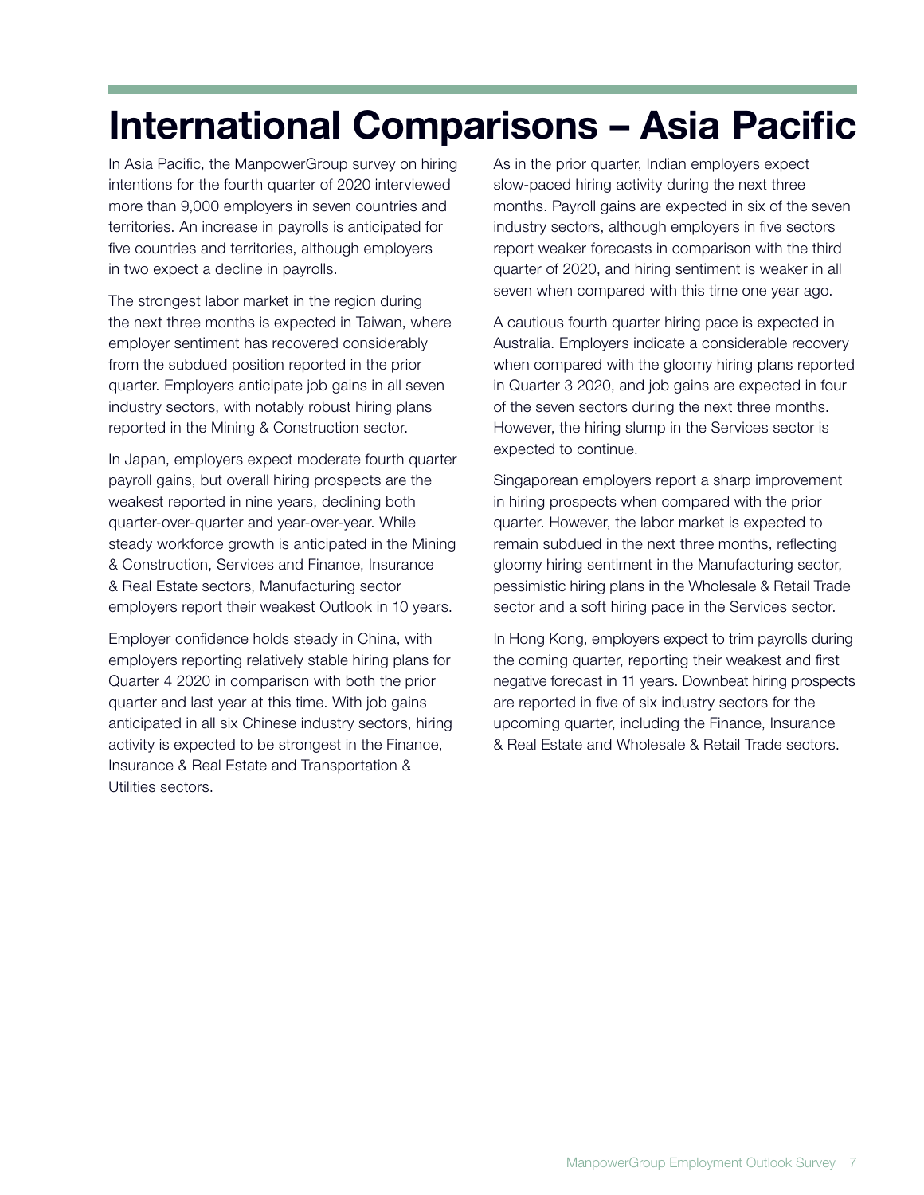# International Comparisons – Asia Pacific

In Asia Pacific, the ManpowerGroup survey on hiring intentions for the fourth quarter of 2020 interviewed more than 9,000 employers in seven countries and territories. An increase in payrolls is anticipated for five countries and territories, although employers in two expect a decline in payrolls.

The strongest labor market in the region during the next three months is expected in Taiwan, where employer sentiment has recovered considerably from the subdued position reported in the prior quarter. Employers anticipate job gains in all seven industry sectors, with notably robust hiring plans reported in the Mining & Construction sector.

In Japan, employers expect moderate fourth quarter payroll gains, but overall hiring prospects are the weakest reported in nine years, declining both quarter-over-quarter and year-over-year. While steady workforce growth is anticipated in the Mining & Construction, Services and Finance, Insurance & Real Estate sectors, Manufacturing sector employers report their weakest Outlook in 10 years.

Employer confidence holds steady in China, with employers reporting relatively stable hiring plans for Quarter 4 2020 in comparison with both the prior quarter and last year at this time. With job gains anticipated in all six Chinese industry sectors, hiring activity is expected to be strongest in the Finance, Insurance & Real Estate and Transportation & Utilities sectors.

As in the prior quarter, Indian employers expect slow-paced hiring activity during the next three months. Payroll gains are expected in six of the seven industry sectors, although employers in five sectors report weaker forecasts in comparison with the third quarter of 2020, and hiring sentiment is weaker in all seven when compared with this time one year ago.

A cautious fourth quarter hiring pace is expected in Australia. Employers indicate a considerable recovery when compared with the gloomy hiring plans reported in Quarter 3 2020, and job gains are expected in four of the seven sectors during the next three months. However, the hiring slump in the Services sector is expected to continue.

Singaporean employers report a sharp improvement in hiring prospects when compared with the prior quarter. However, the labor market is expected to remain subdued in the next three months, reflecting gloomy hiring sentiment in the Manufacturing sector, pessimistic hiring plans in the Wholesale & Retail Trade sector and a soft hiring pace in the Services sector.

In Hong Kong, employers expect to trim payrolls during the coming quarter, reporting their weakest and first negative forecast in 11 years. Downbeat hiring prospects are reported in five of six industry sectors for the upcoming quarter, including the Finance, Insurance & Real Estate and Wholesale & Retail Trade sectors.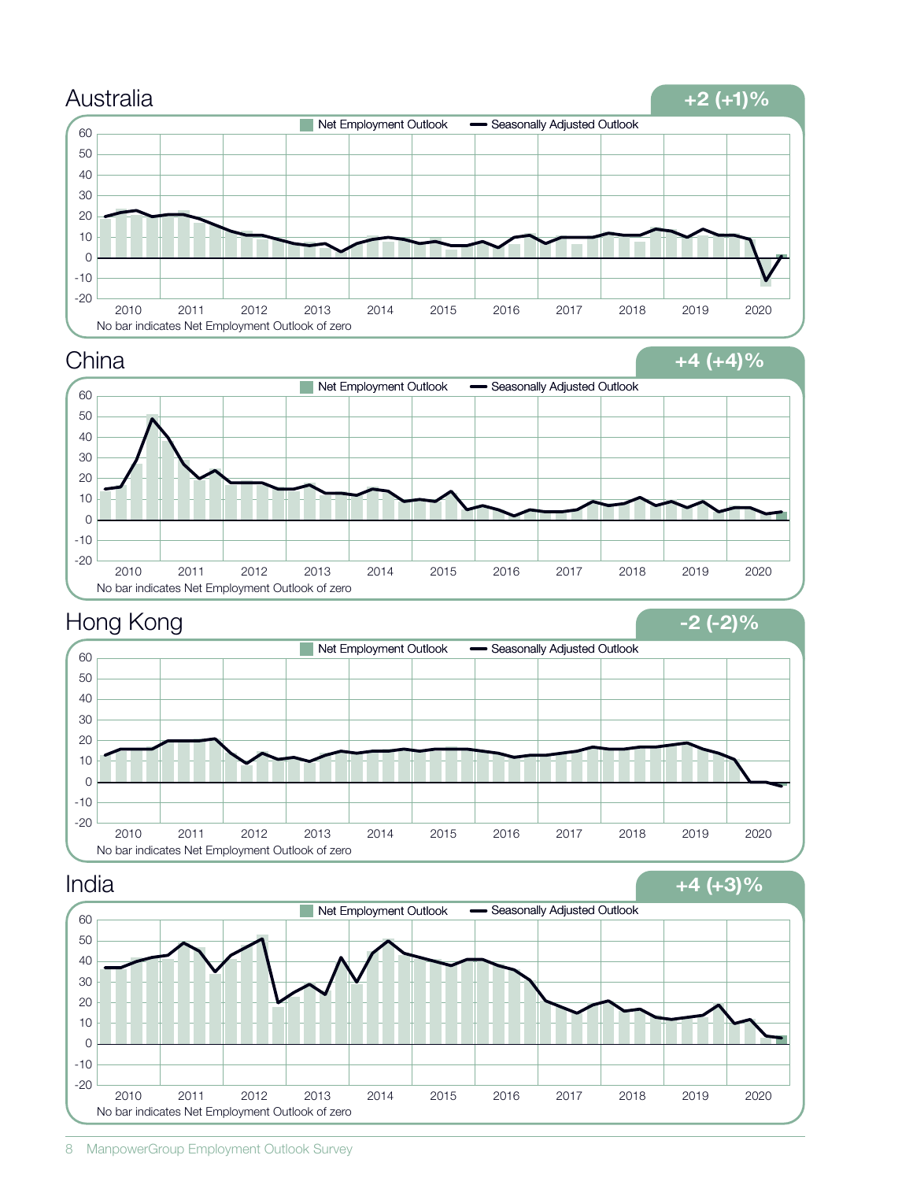## Australia

**+2 (+1)%**

Net Employment Outlook — Seasonally Adjusted Outlook

No bar indicates Net Employment Outlook of zero

## China

**+4 (+4)%**

Net Employment Outlook — Seasonally Adjusted Outlook

No bar indicates Net Employment Outlook of zero

## Hong Kong

**-2 (-2)%**

Net Employment Outlook — Seasonally Adjusted Outlook

No bar indicates Net Employment Outlook of zero

## India

**+4 (+3)%**

Net Employment Outlook — Seasonally Adjusted Outlook

No bar indicates Net Employment Outlook of zero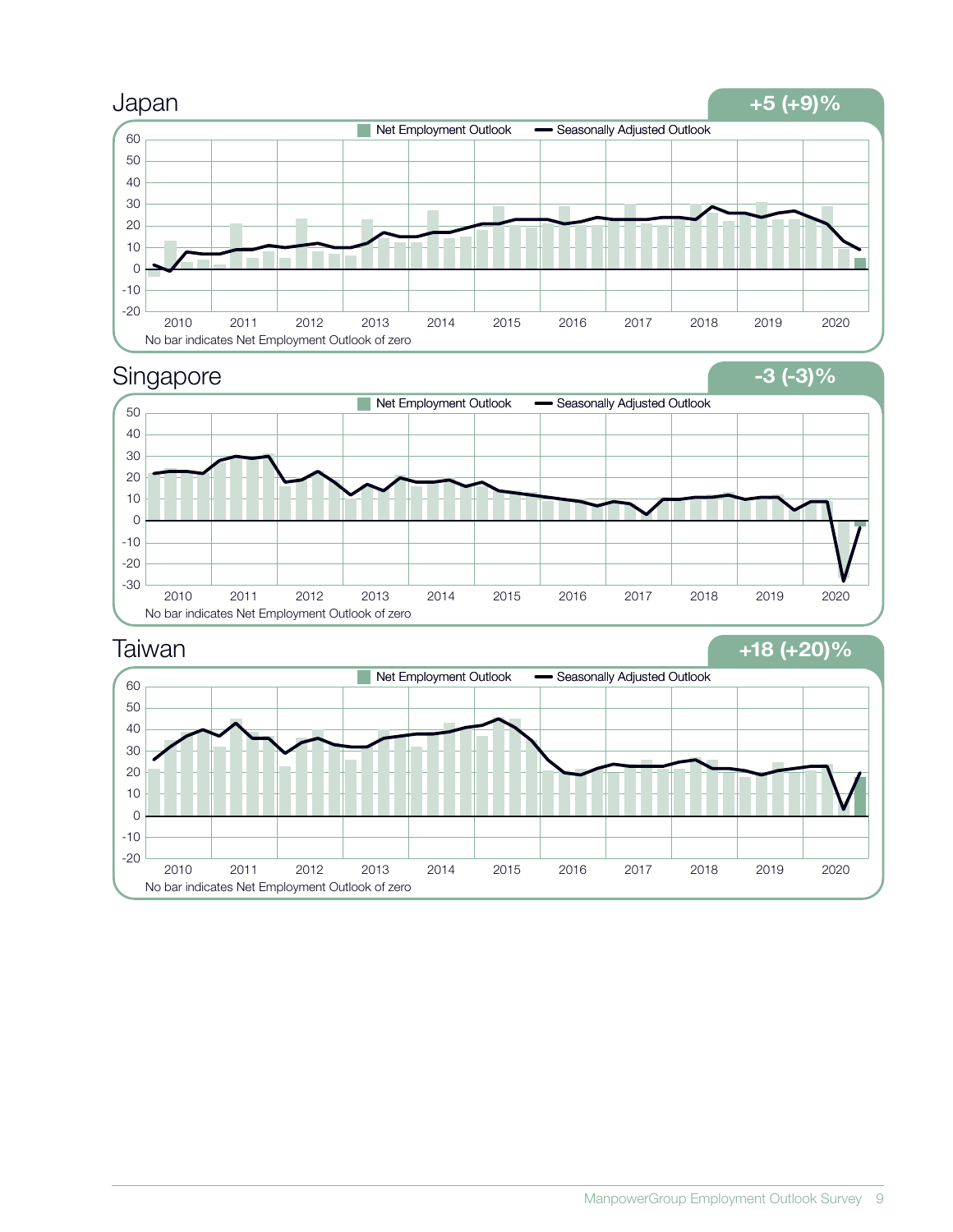## Japan

**+5 (+9)%**

Net Employment Outlook — Seasonally Adjusted Outlook

No bar indicates Net Employment Outlook of zero

## Singapore

**-3 (-3)%**

Net Employment Outlook — Seasonally Adjusted Outlook

No bar indicates Net Employment Outlook of zero

## Taiwan

**+18 (+20)%**

Net Employment Outlook — Seasonally Adjusted Outlook

No bar indicates Net Employment Outlook of zero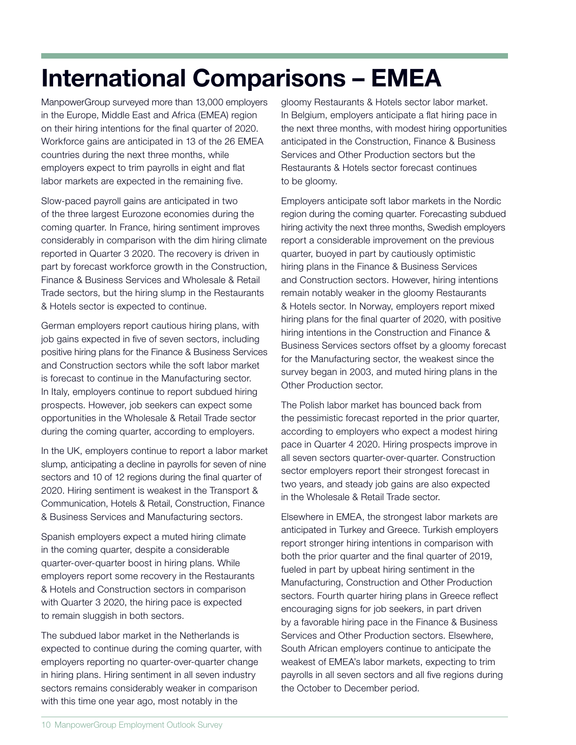# International Comparisons – EMEA

ManpowerGroup surveyed more than 13,000 employers in the Europe, Middle East and Africa (EMEA) region on their hiring intentions for the final quarter of 2020. Workforce gains are anticipated in 13 of the 26 EMEA countries during the next three months, while employers expect to trim payrolls in eight and flat labor markets are expected in the remaining five.

Slow-paced payroll gains are anticipated in two of the three largest Eurozone economies during the coming quarter. In France, hiring sentiment improves considerably in comparison with the dim hiring climate reported in Quarter 3 2020. The recovery is driven in part by forecast workforce growth in the Construction, Finance & Business Services and Wholesale & Retail Trade sectors, but the hiring slump in the Restaurants & Hotels sector is expected to continue.

German employers report cautious hiring plans, with job gains expected in five of seven sectors, including positive hiring plans for the Finance & Business Services and Construction sectors while the soft labor market is forecast to continue in the Manufacturing sector. In Italy, employers continue to report subdued hiring prospects. However, job seekers can expect some opportunities in the Wholesale & Retail Trade sector during the coming quarter, according to employers.

In the UK, employers continue to report a labor market slump, anticipating a decline in payrolls for seven of nine sectors and 10 of 12 regions during the final quarter of 2020. Hiring sentiment is weakest in the Transport & Communication, Hotels & Retail, Construction, Finance & Business Services and Manufacturing sectors.

Spanish employers expect a muted hiring climate in the coming quarter, despite a considerable quarter-over-quarter boost in hiring plans. While employers report some recovery in the Restaurants & Hotels and Construction sectors in comparison with Quarter 3 2020, the hiring pace is expected to remain sluggish in both sectors.

The subdued labor market in the Netherlands is expected to continue during the coming quarter, with employers reporting no quarter-over-quarter change in hiring plans. Hiring sentiment in all seven industry sectors remains considerably weaker in comparison with this time one year ago, most notably in the gloomy Restaurants & Hotels sector labor market. In Belgium, employers anticipate a flat hiring pace in the next three months, with modest hiring opportunities anticipated in the Construction, Finance & Business Services and Other Production sectors but the Restaurants & Hotels sector forecast continues to be gloomy.

Employers anticipate soft labor markets in the Nordic region during the coming quarter. Forecasting subdued hiring activity the next three months, Swedish employers report a considerable improvement on the previous quarter, buoyed in part by cautiously optimistic hiring plans in the Finance & Business Services and Construction sectors. However, hiring intentions remain notably weaker in the gloomy Restaurants & Hotels sector. In Norway, employers report mixed hiring plans for the final quarter of 2020, with positive hiring intentions in the Construction and Finance & Business Services sectors offset by a gloomy forecast for the Manufacturing sector, the weakest since the survey began in 2003, and muted hiring plans in the Other Production sector.

The Polish labor market has bounced back from the pessimistic forecast reported in the prior quarter, according to employers who expect a modest hiring pace in Quarter 4 2020. Hiring prospects improve in all seven sectors quarter-over-quarter. Construction sector employers report their strongest forecast in two years, and steady job gains are also expected in the Wholesale & Retail Trade sector.

Elsewhere in EMEA, the strongest labor markets are anticipated in Turkey and Greece. Turkish employers report stronger hiring intentions in comparison with both the prior quarter and the final quarter of 2019, fueled in part by upbeat hiring sentiment in the Manufacturing, Construction and Other Production sectors. Fourth quarter hiring plans in Greece reflect encouraging signs for job seekers, in part driven by a favorable hiring pace in the Finance & Business Services and Other Production sectors. Elsewhere, South African employers continue to anticipate the weakest of EMEA's labor markets, expecting to trim payrolls in all seven sectors and all five regions during the October to December period.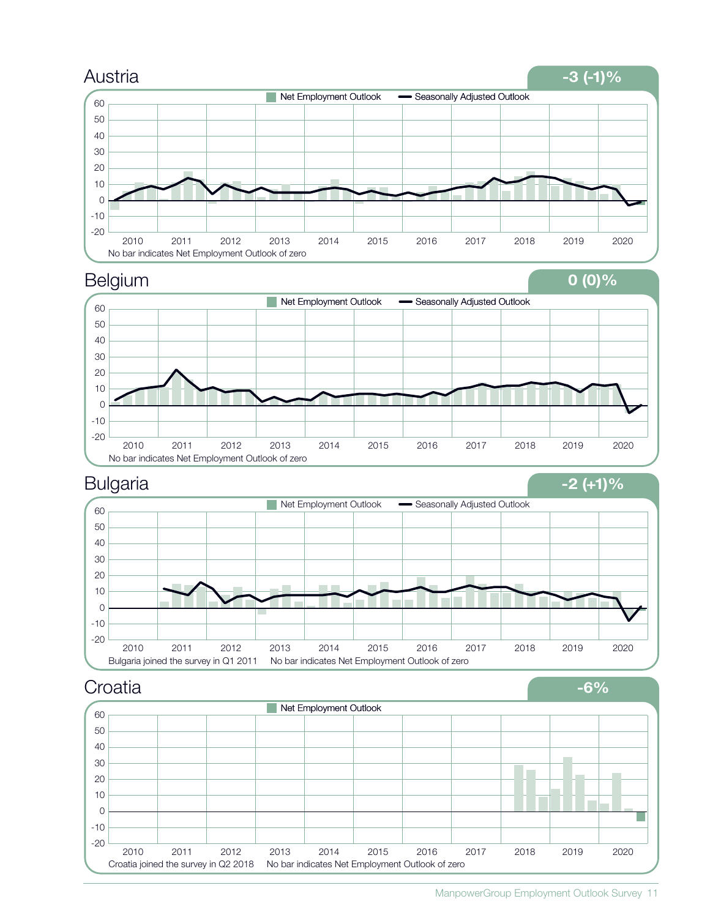## Austria

**-3 (-1)%**

Net Employment Outlook — Seasonally Adjusted Outlook

No bar indicates Net Employment Outlook of zero

## Belgium

**0 (0)%**

Net Employment Outlook — Seasonally Adjusted Outlook

No bar indicates Net Employment Outlook of zero

## Bulgaria

**-2 (+1)%**

Net Employment Outlook — Seasonally Adjusted Outlook

Bulgaria joined the survey in Q1 2011 No bar indicates Net Employment Outlook of zero

## Croatia

**-6%**

Net Employment Outlook

Croatia joined the survey in Q2 2018 No bar indicates Net Employment Outlook of zero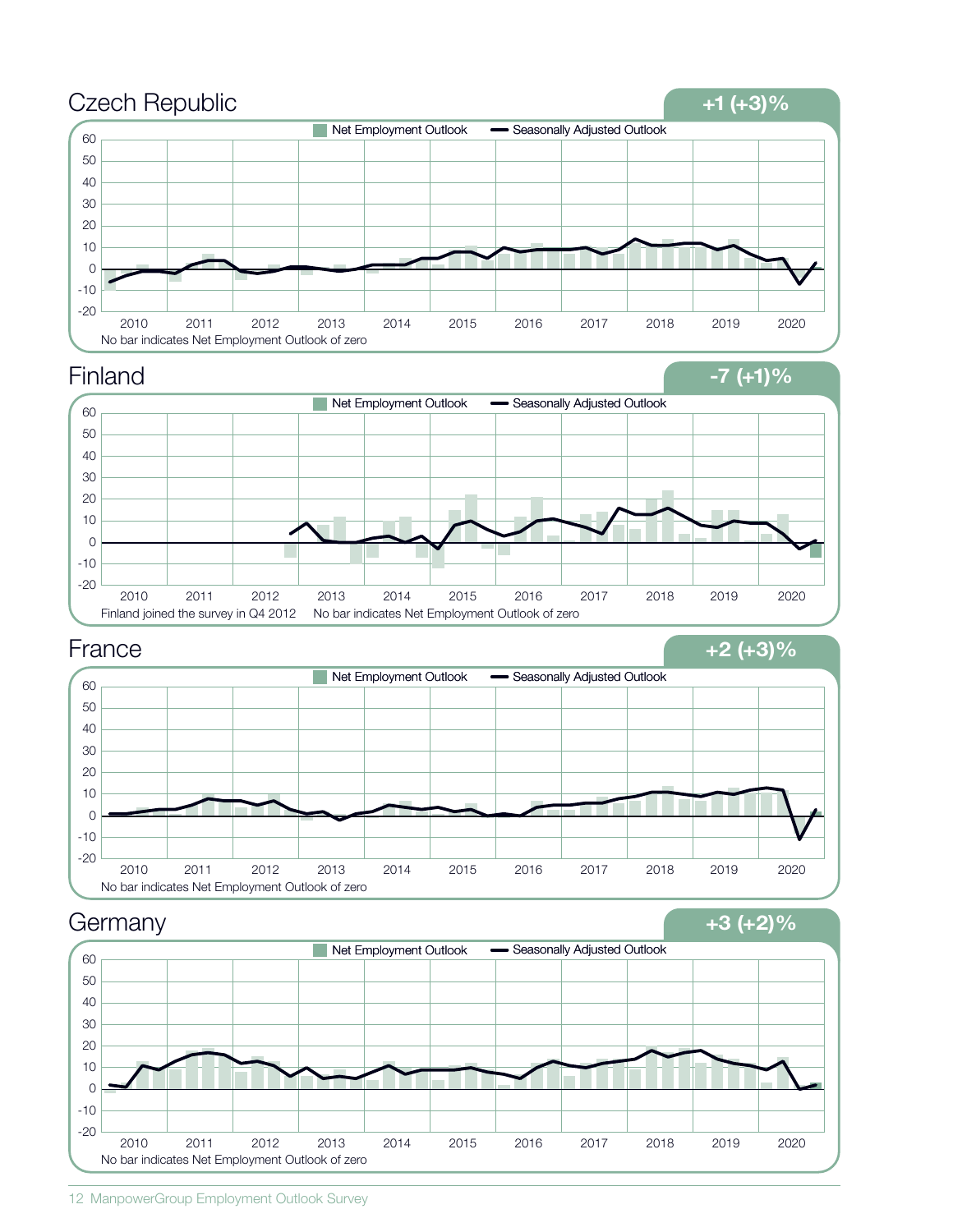## Czech Republic

**+1 (+3)%**

Net Employment Outlook | Seasonally Adjusted Outlook

No bar indicates Net Employment Outlook of zero

## Finland

**-7 (+1)%**

Net Employment Outlook | Seasonally Adjusted Outlook

Finland joined the survey in Q4 2012 No bar indicates Net Employment Outlook of zero

## France

**+2 (+3)%**

Net Employment Outlook | Seasonally Adjusted Outlook

No bar indicates Net Employment Outlook of zero

## Germany

**+3 (+2)%**

Net Employment Outlook | Seasonally Adjusted Outlook

No bar indicates Net Employment Outlook of zero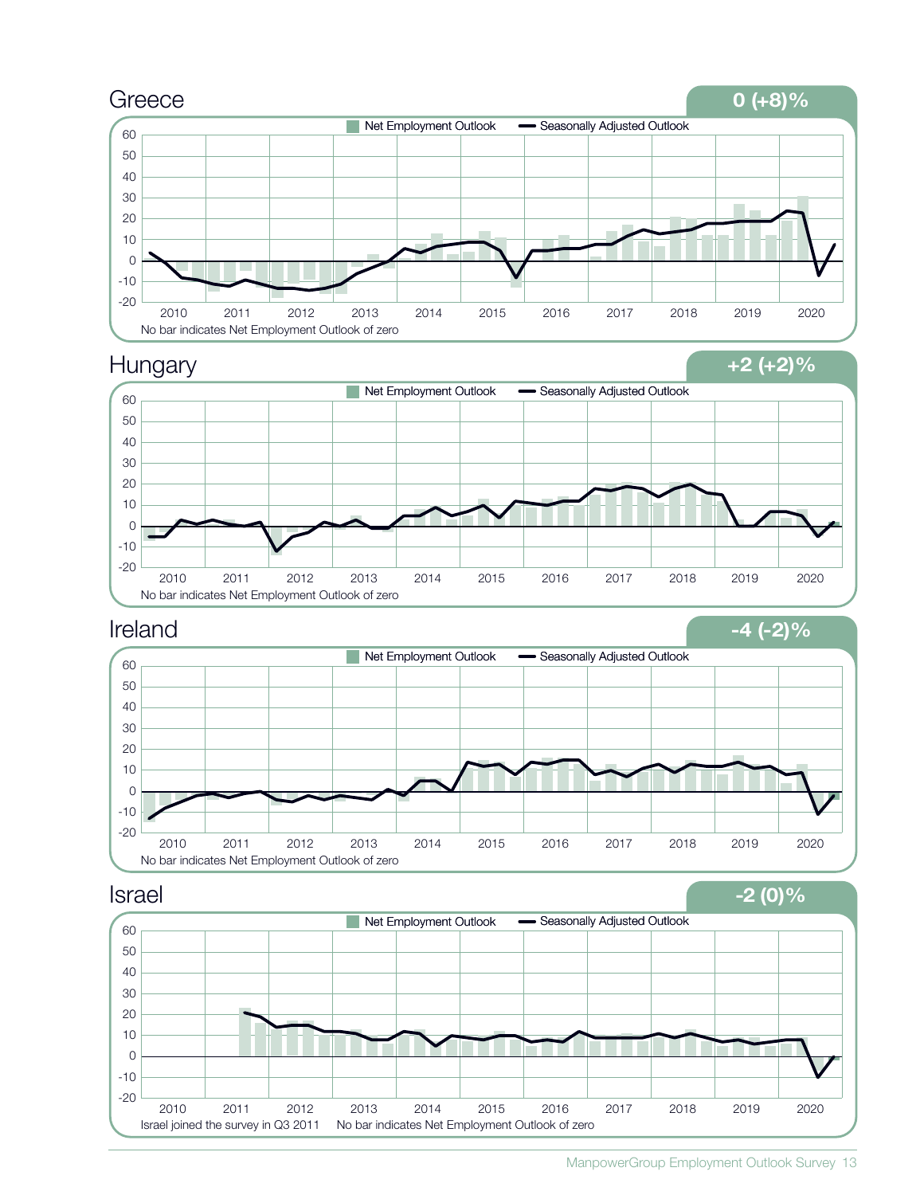## Greece

**0 (+8)%**

Net Employment Outlook — Seasonally Adjusted Outlook

No bar indicates Net Employment Outlook of zero

## Hungary

**+2 (+2)%**

Net Employment Outlook — Seasonally Adjusted Outlook

No bar indicates Net Employment Outlook of zero

## Ireland

**-4 (-2)%**

Net Employment Outlook — Seasonally Adjusted Outlook

No bar indicates Net Employment Outlook of zero

## Israel

**-2 (0)%**

Net Employment Outlook — Seasonally Adjusted Outlook

Israel joined the survey in Q3 2011 No bar indicates Net Employment Outlook of zero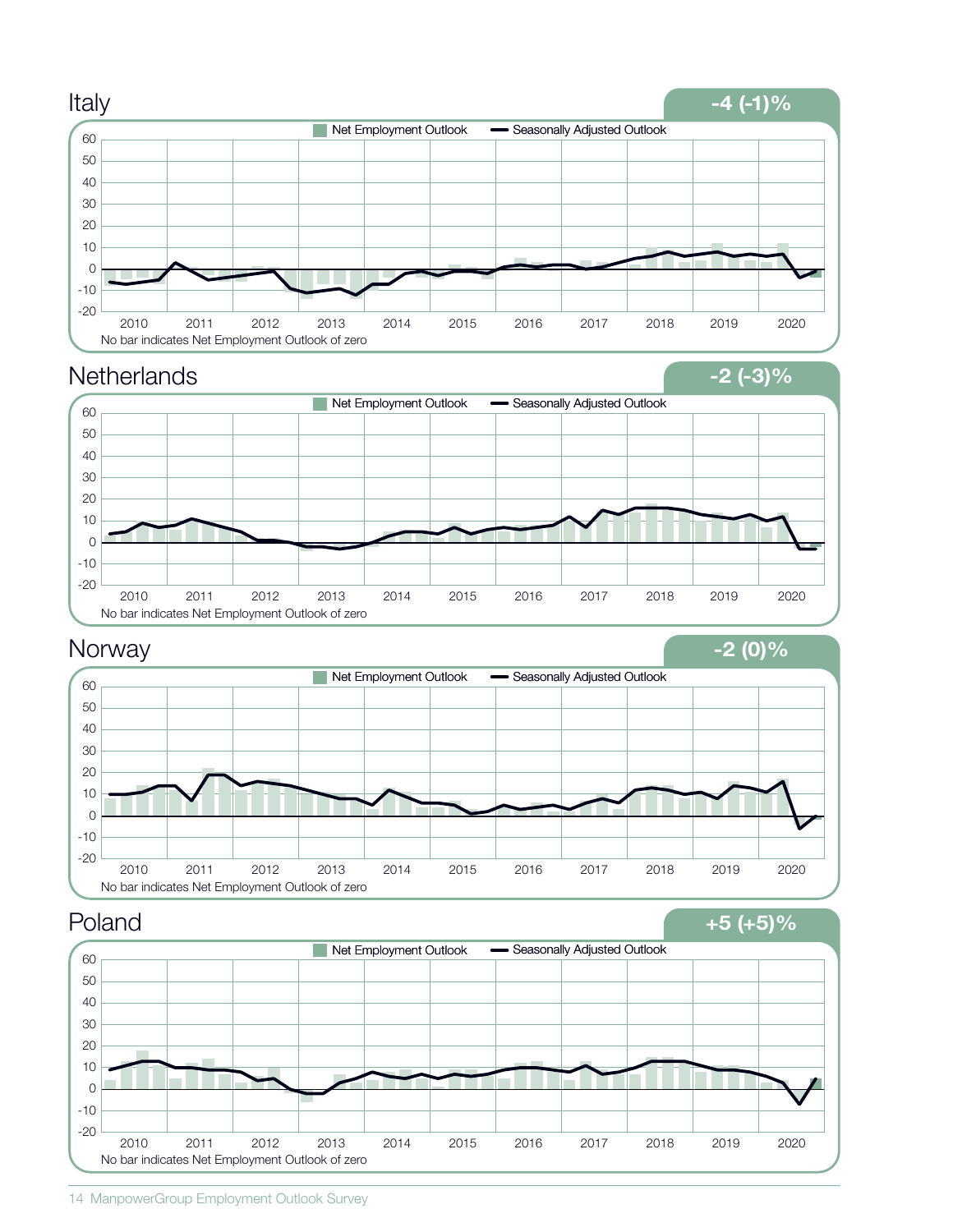## Italy

**-4 (-1)%**

Net Employment Outlook — Seasonally Adjusted Outlook

No bar indicates Net Employment Outlook of zero

## Netherlands

**-2 (-3)%**

Net Employment Outlook — Seasonally Adjusted Outlook

No bar indicates Net Employment Outlook of zero

## Norway

**-2 (0)%**

Net Employment Outlook — Seasonally Adjusted Outlook

No bar indicates Net Employment Outlook of zero

## Poland

**+5 (+5)%**

Net Employment Outlook — Seasonally Adjusted Outlook

No bar indicates Net Employment Outlook of zero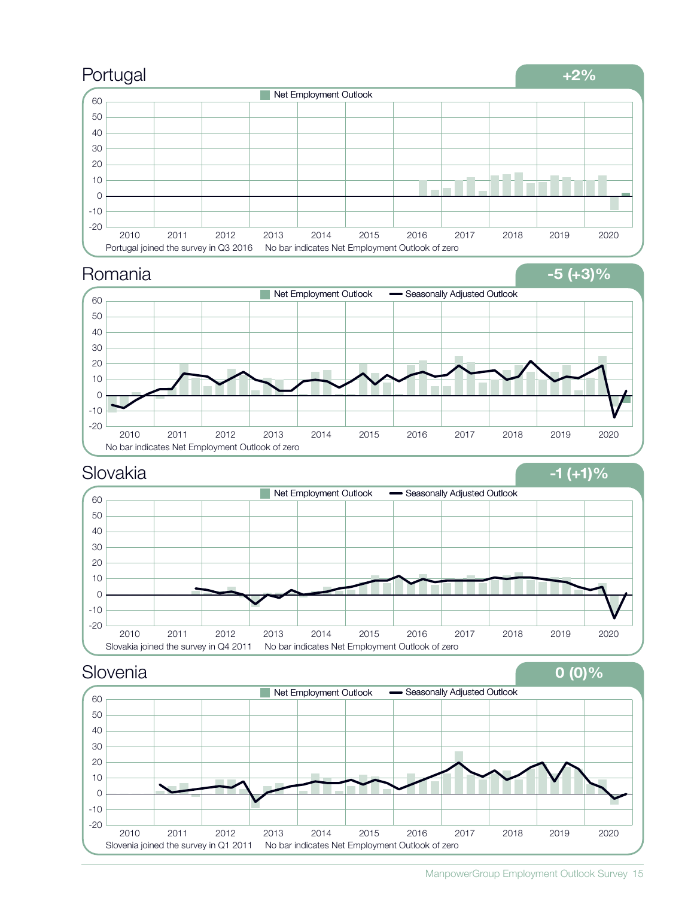## Portugal

**+2%**

Net Employment Outlook

Portugal joined the survey in Q3 2016 No bar indicates Net Employment Outlook of zero

## Romania

**-5 (+3)%**

Net Employment Outlook — Seasonally Adjusted Outlook

No bar indicates Net Employment Outlook of zero

## Slovakia

**-1 (+1)%**

Net Employment Outlook — Seasonally Adjusted Outlook

Slovakia joined the survey in Q4 2011 No bar indicates Net Employment Outlook of zero

## Slovenia

**0 (0)%**

Net Employment Outlook — Seasonally Adjusted Outlook

Slovenia joined the survey in Q1 2011 No bar indicates Net Employment Outlook of zero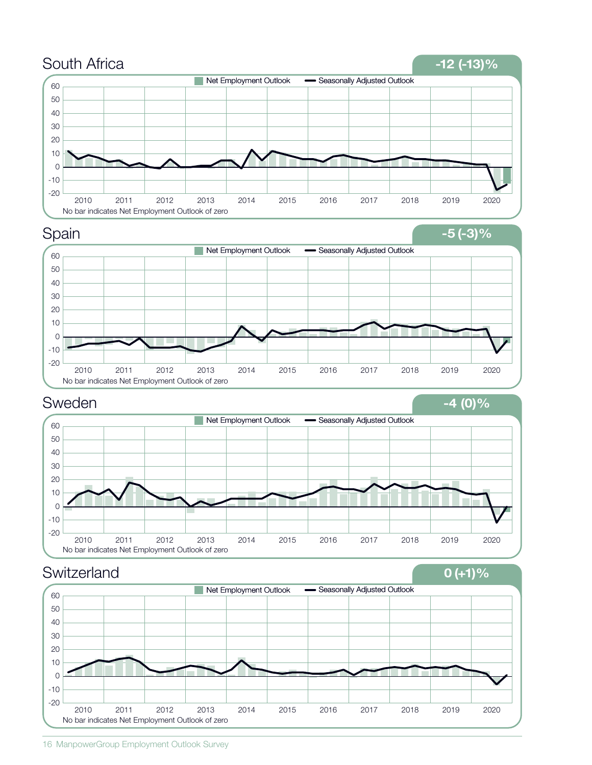## South Africa

**-12 (-13)%**

Net Employment Outlook — Seasonally Adjusted Outlook

No bar indicates Net Employment Outlook of zero

## Spain

**-5 (-3)%**

Net Employment Outlook — Seasonally Adjusted Outlook

No bar indicates Net Employment Outlook of zero

## Sweden

**-4 (0)%**

Net Employment Outlook — Seasonally Adjusted Outlook

No bar indicates Net Employment Outlook of zero

## Switzerland

**0 (+1)%**

Net Employment Outlook — Seasonally Adjusted Outlook

No bar indicates Net Employment Outlook of zero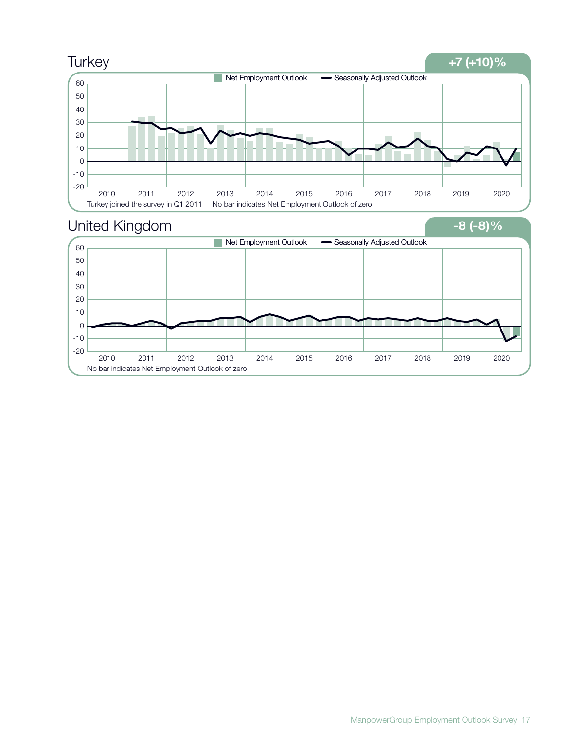## Turkey

**+7 (+10)%**

Net Employment Outlook — Seasonally Adjusted Outlook

Turkey joined the survey in Q1 2011    No bar indicates Net Employment Outlook of zero

## United Kingdom

**-8 (-8)%**

Net Employment Outlook — Seasonally Adjusted Outlook

No bar indicates Net Employment Outlook of zero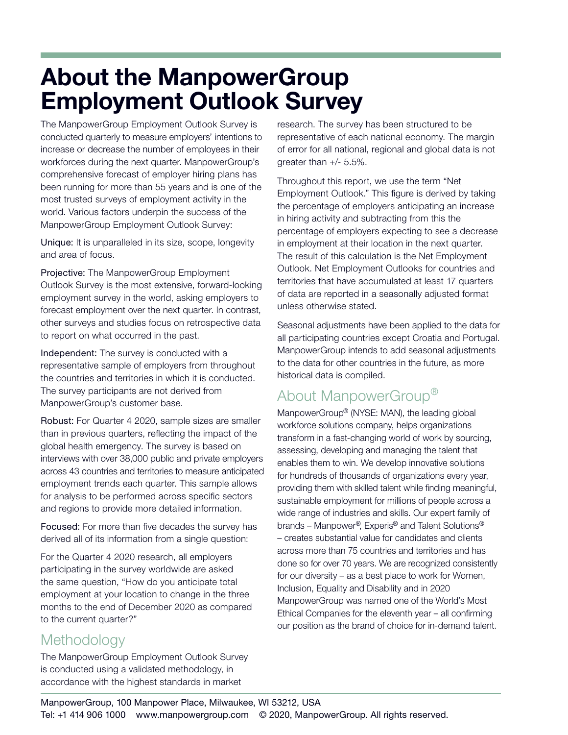# About the ManpowerGroup Employment Outlook Survey

The ManpowerGroup Employment Outlook Survey is conducted quarterly to measure employers' intentions to increase or decrease the number of employees in their workforces during the next quarter. ManpowerGroup's comprehensive forecast of employer hiring plans has been running for more than 55 years and is one of the most trusted surveys of employment activity in the world. Various factors underpin the success of the ManpowerGroup Employment Outlook Survey:

Unique: It is unparalleled in its size, scope, longevity and area of focus.

Projective: The ManpowerGroup Employment Outlook Survey is the most extensive, forward-looking employment survey in the world, asking employers to forecast employment over the next quarter. In contrast, other surveys and studies focus on retrospective data to report on what occurred in the past.

Independent: The survey is conducted with a representative sample of employers from throughout the countries and territories in which it is conducted. The survey participants are not derived from ManpowerGroup's customer base.

Robust: For Quarter 4 2020, sample sizes are smaller than in previous quarters, reflecting the impact of the global health emergency. The survey is based on interviews with over 38,000 public and private employers across 43 countries and territories to measure anticipated employment trends each quarter. This sample allows for analysis to be performed across specific sectors and regions to provide more detailed information.

Focused: For more than five decades the survey has derived all of its information from a single question:

For the Quarter 4 2020 research, all employers participating in the survey worldwide are asked the same question, "How do you anticipate total employment at your location to change in the three months to the end of December 2020 as compared to the current quarter?"

## Methodology

The ManpowerGroup Employment Outlook Survey is conducted using a validated methodology, in accordance with the highest standards in market research. The survey has been structured to be representative of each national economy. The margin of error for all national, regional and global data is not greater than +/- 5.5%.

Throughout this report, we use the term "Net Employment Outlook." This figure is derived by taking the percentage of employers anticipating an increase in hiring activity and subtracting from this the percentage of employers expecting to see a decrease in employment at their location in the next quarter. The result of this calculation is the Net Employment Outlook. Net Employment Outlooks for countries and territories that have accumulated at least 17 quarters of data are reported in a seasonally adjusted format unless otherwise stated.

Seasonal adjustments have been applied to the data for all participating countries except Croatia and Portugal. ManpowerGroup intends to add seasonal adjustments to the data for other countries in the future, as more historical data is compiled.

## About ManpowerGroup®

ManpowerGroup® (NYSE: MAN), the leading global workforce solutions company, helps organizations transform in a fast-changing world of work by sourcing, assessing, developing and managing the talent that enables them to win. We develop innovative solutions for hundreds of thousands of organizations every year, providing them with skilled talent while finding meaningful, sustainable employment for millions of people across a wide range of industries and skills. Our expert family of brands – Manpower®, Experis® and Talent Solutions® – creates substantial value for candidates and clients across more than 75 countries and territories and has done so for over 70 years. We are recognized consistently for our diversity – as a best place to work for Women, Inclusion, Equality and Disability and in 2020 ManpowerGroup was named one of the World's Most Ethical Companies for the eleventh year – all confirming our position as the brand of choice for in-demand talent.

ManpowerGroup, 100 Manpower Place, Milwaukee, WI 53212, USA
Tel: +1 414 906 1000 www.manpowergroup.com © 2020, ManpowerGroup. All rights reserved.